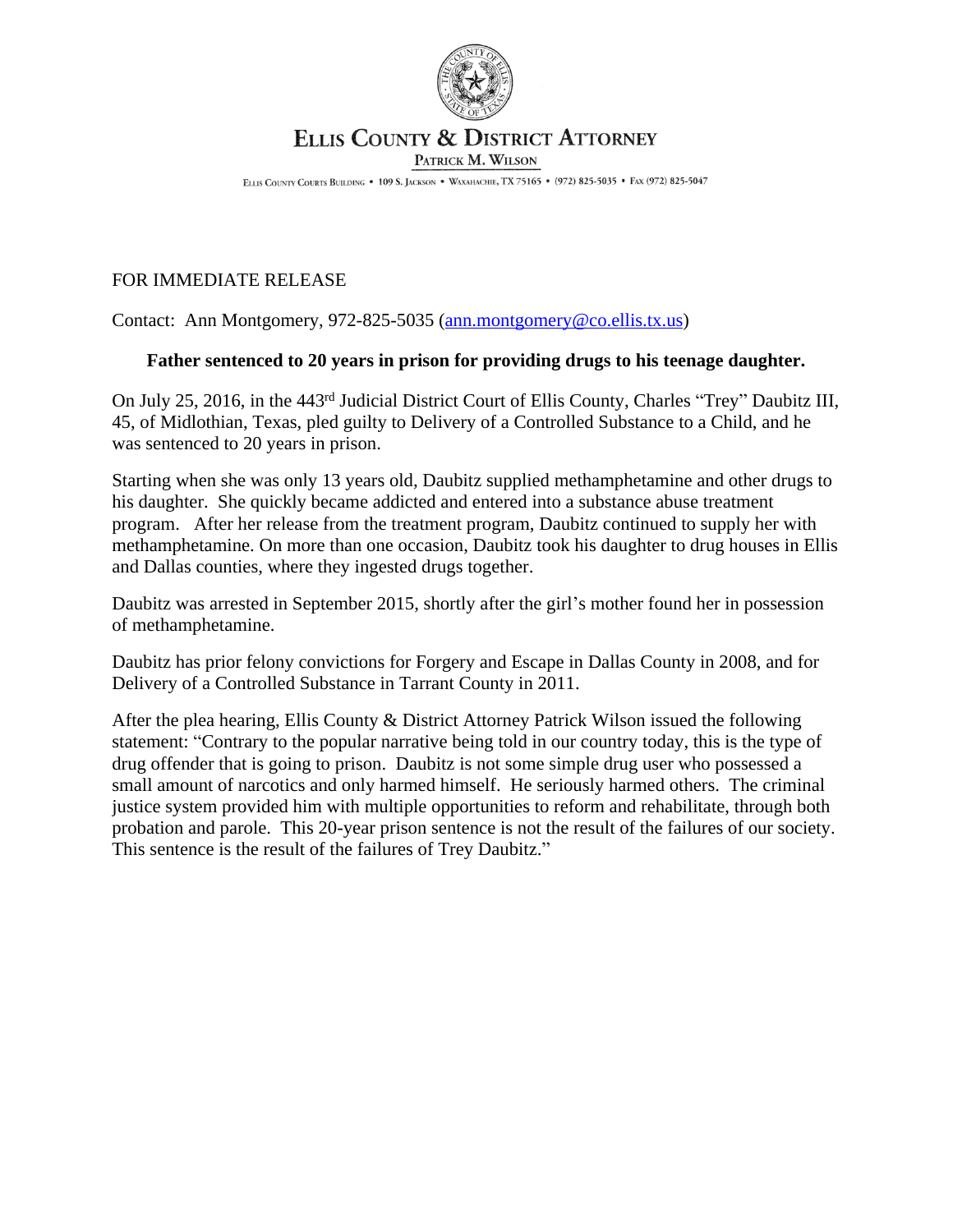# Ellis County & District Attorney

Patrick M. Wilson

Ellis County Courts Building • 109 S. Jackson • Waxahachie, TX 75165 • (972) 825-5035 • Fax (972) 825-5047

FOR IMMEDIATE RELEASE

Contact: Ann Montgomery, 972-825-5035 (ann.montgomery@co.ellis.tx.us)

**Father sentenced to 20 years in prison for providing drugs to his teenage daughter.**

On July 25, 2016, in the 443rd Judicial District Court of Ellis County, Charles "Trey" Daubitz III, 45, of Midlothian, Texas, pled guilty to Delivery of a Controlled Substance to a Child, and he was sentenced to 20 years in prison.

Starting when she was only 13 years old, Daubitz supplied methamphetamine and other drugs to his daughter. She quickly became addicted and entered into a substance abuse treatment program. After her release from the treatment program, Daubitz continued to supply her with methamphetamine. On more than one occasion, Daubitz took his daughter to drug houses in Ellis and Dallas counties, where they ingested drugs together.

Daubitz was arrested in September 2015, shortly after the girl's mother found her in possession of methamphetamine.

Daubitz has prior felony convictions for Forgery and Escape in Dallas County in 2008, and for Delivery of a Controlled Substance in Tarrant County in 2011.

After the plea hearing, Ellis County & District Attorney Patrick Wilson issued the following statement: "Contrary to the popular narrative being told in our country today, this is the type of drug offender that is going to prison. Daubitz is not some simple drug user who possessed a small amount of narcotics and only harmed himself. He seriously harmed others. The criminal justice system provided him with multiple opportunities to reform and rehabilitate, through both probation and parole. This 20-year prison sentence is not the result of the failures of our society. This sentence is the result of the failures of Trey Daubitz."